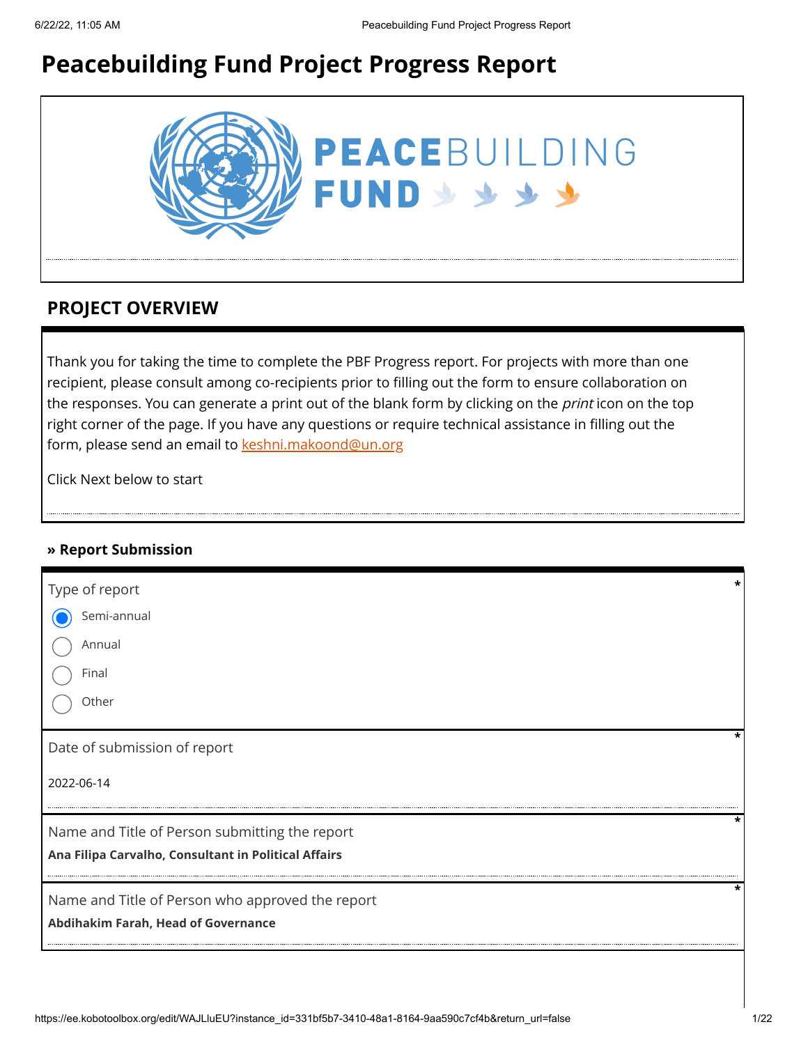# Peacebuilding Fund Project Progress Report

## PROJECT OVERVIEW

Thank you for taking the time to complete the PBF Progress report. For projects with more than one recipient, please consult among co-recipients prior to filling out the form to ensure collaboration on the responses. You can generate a print out of the blank form by clicking on the *print* icon on the top right corner of the page. If you have any questions or require technical assistance in filling out the form, please send an email to keshni.makoond@un.org

Click Next below to start

### » Report Submission

Type of report *

- (x) Semi-annual
- ( ) Annual
- ( ) Final
- ( ) Other

Date of submission of report *

2022-06-14

Name and Title of Person submitting the report *

**Ana Filipa Carvalho, Consultant in Political Affairs**

Name and Title of Person who approved the report *

**Abdihakim Farah, Head of Governance**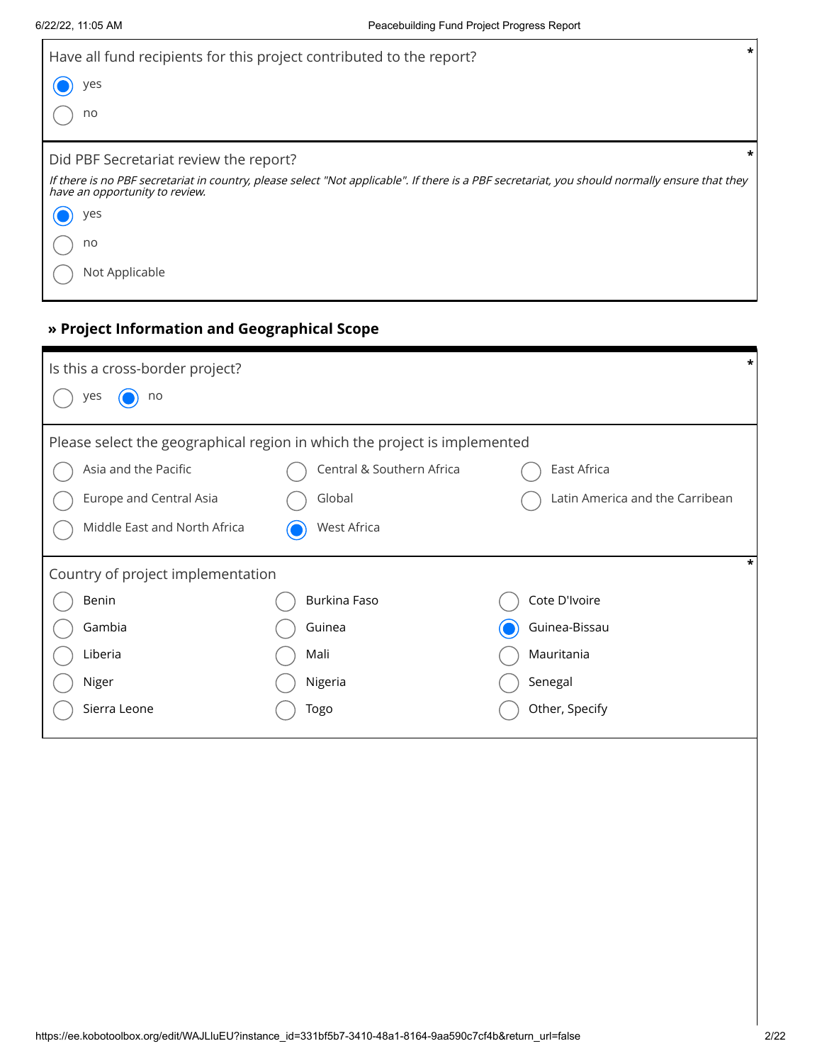Have all fund recipients for this project contributed to the report? *

- (x) yes
- ( ) no

Did PBF Secretariat review the report? *

*If there is no PBF secretariat in country, please select "Not applicable". If there is a PBF secretariat, you should normally ensure that they have an opportunity to review.*

- (x) yes
- ( ) no
- ( ) Not Applicable

## » Project Information and Geographical Scope

Is this a cross-border project? *

- ( ) yes
- (x) no

Please select the geographical region in which the project is implemented

- ( ) Asia and the Pacific
- ( ) Central & Southern Africa
- ( ) East Africa
- ( ) Europe and Central Asia
- ( ) Global
- ( ) Latin America and the Carribean
- ( ) Middle East and North Africa
- (x) West Africa

Country of project implementation *

- ( ) Benin
- ( ) Burkina Faso
- ( ) Cote D'Ivoire
- ( ) Gambia
- ( ) Guinea
- (x) Guinea-Bissau
- ( ) Liberia
- ( ) Mali
- ( ) Mauritania
- ( ) Niger
- ( ) Nigeria
- ( ) Senegal
- ( ) Sierra Leone
- ( ) Togo
- ( ) Other, Specify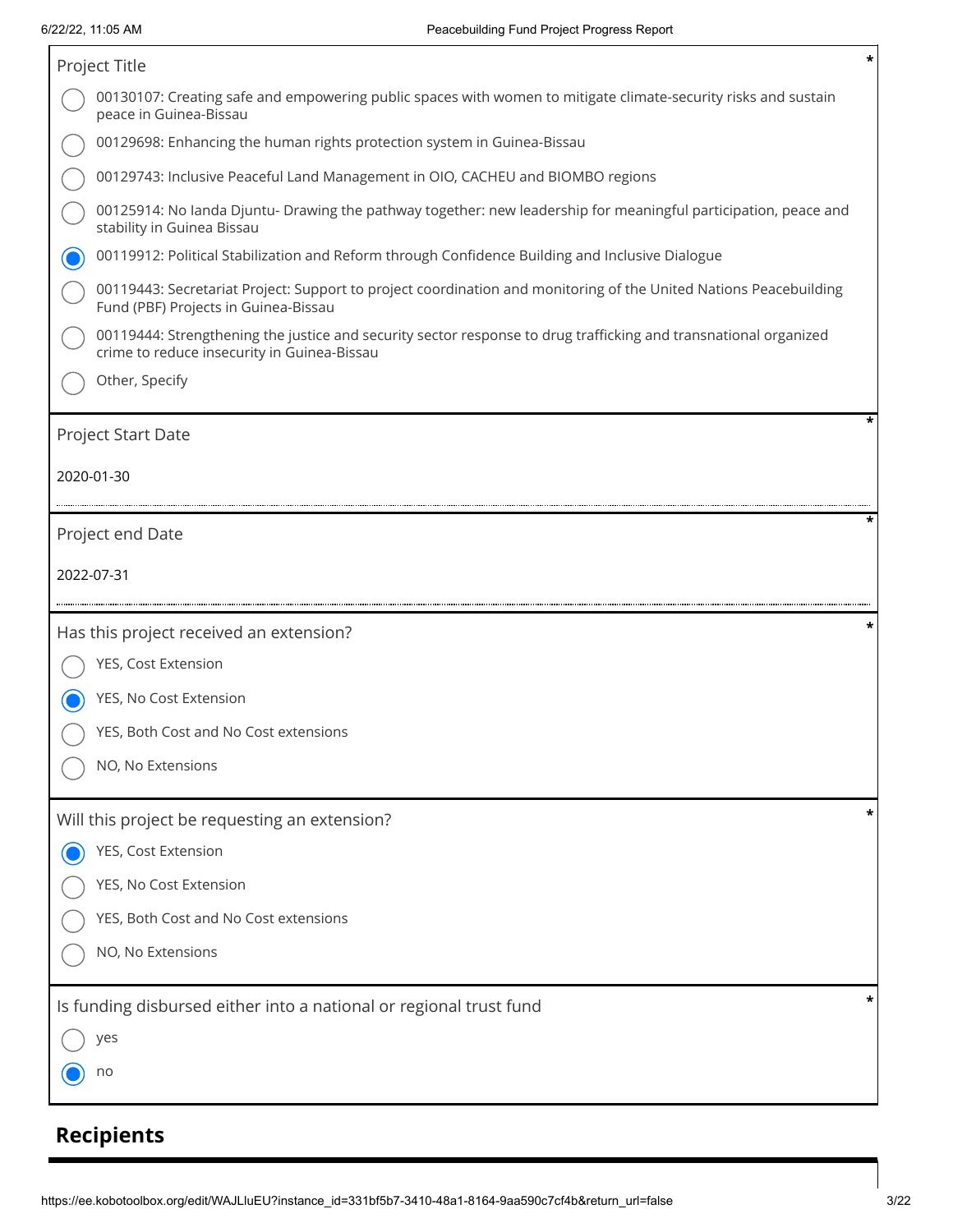Project Title *

- ○ 00130107: Creating safe and empowering public spaces with women to mitigate climate-security risks and sustain peace in Guinea-Bissau
- ○ 00129698: Enhancing the human rights protection system in Guinea-Bissau
- ○ 00129743: Inclusive Peaceful Land Management in OIO, CACHEU and BIOMBO regions
- ○ 00125914: No Ianda Djuntu- Drawing the pathway together: new leadership for meaningful participation, peace and stability in Guinea Bissau
- ◉ 00119912: Political Stabilization and Reform through Confidence Building and Inclusive Dialogue
- ○ 00119443: Secretariat Project: Support to project coordination and monitoring of the United Nations Peacebuilding Fund (PBF) Projects in Guinea-Bissau
- ○ 00119444: Strengthening the justice and security sector response to drug trafficking and transnational organized crime to reduce insecurity in Guinea-Bissau
- ○ Other, Specify

Project Start Date *

2020-01-30

Project end Date *

2022-07-31

Has this project received an extension? *

- ○ YES, Cost Extension
- ◉ YES, No Cost Extension
- ○ YES, Both Cost and No Cost extensions
- ○ NO, No Extensions

Will this project be requesting an extension? *

- ◉ YES, Cost Extension
- ○ YES, No Cost Extension
- ○ YES, Both Cost and No Cost extensions
- ○ NO, No Extensions

Is funding disbursed either into a national or regional trust fund *

- ○ yes
- ◉ no

## Recipients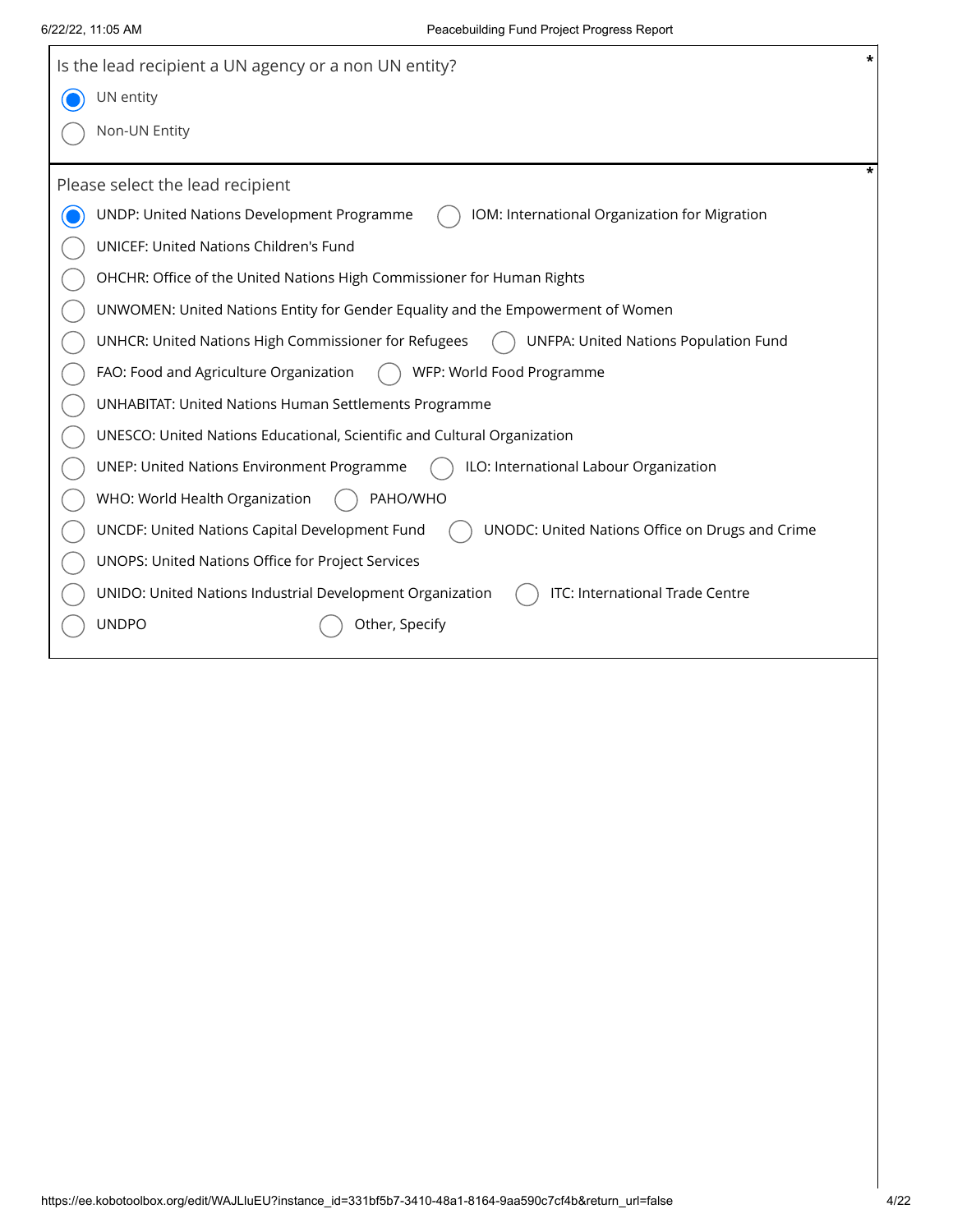**Is the lead recipient a UN agency or a non UN entity?** *

- (●) UN entity
- ( ) Non-UN Entity

**Please select the lead recipient** *

- (●) UNDP: United Nations Development Programme
- ( ) IOM: International Organization for Migration
- ( ) UNICEF: United Nations Children's Fund
- ( ) OHCHR: Office of the United Nations High Commissioner for Human Rights
- ( ) UNWOMEN: United Nations Entity for Gender Equality and the Empowerment of Women
- ( ) UNHCR: United Nations High Commissioner for Refugees
- ( ) UNFPA: United Nations Population Fund
- ( ) FAO: Food and Agriculture Organization
- ( ) WFP: World Food Programme
- ( ) UNHABITAT: United Nations Human Settlements Programme
- ( ) UNESCO: United Nations Educational, Scientific and Cultural Organization
- ( ) UNEP: United Nations Environment Programme
- ( ) ILO: International Labour Organization
- ( ) WHO: World Health Organization
- ( ) PAHO/WHO
- ( ) UNCDF: United Nations Capital Development Fund
- ( ) UNODC: United Nations Office on Drugs and Crime
- ( ) UNOPS: United Nations Office for Project Services
- ( ) UNIDO: United Nations Industrial Development Organization
- ( ) ITC: International Trade Centre
- ( ) UNDPO
- ( ) Other, Specify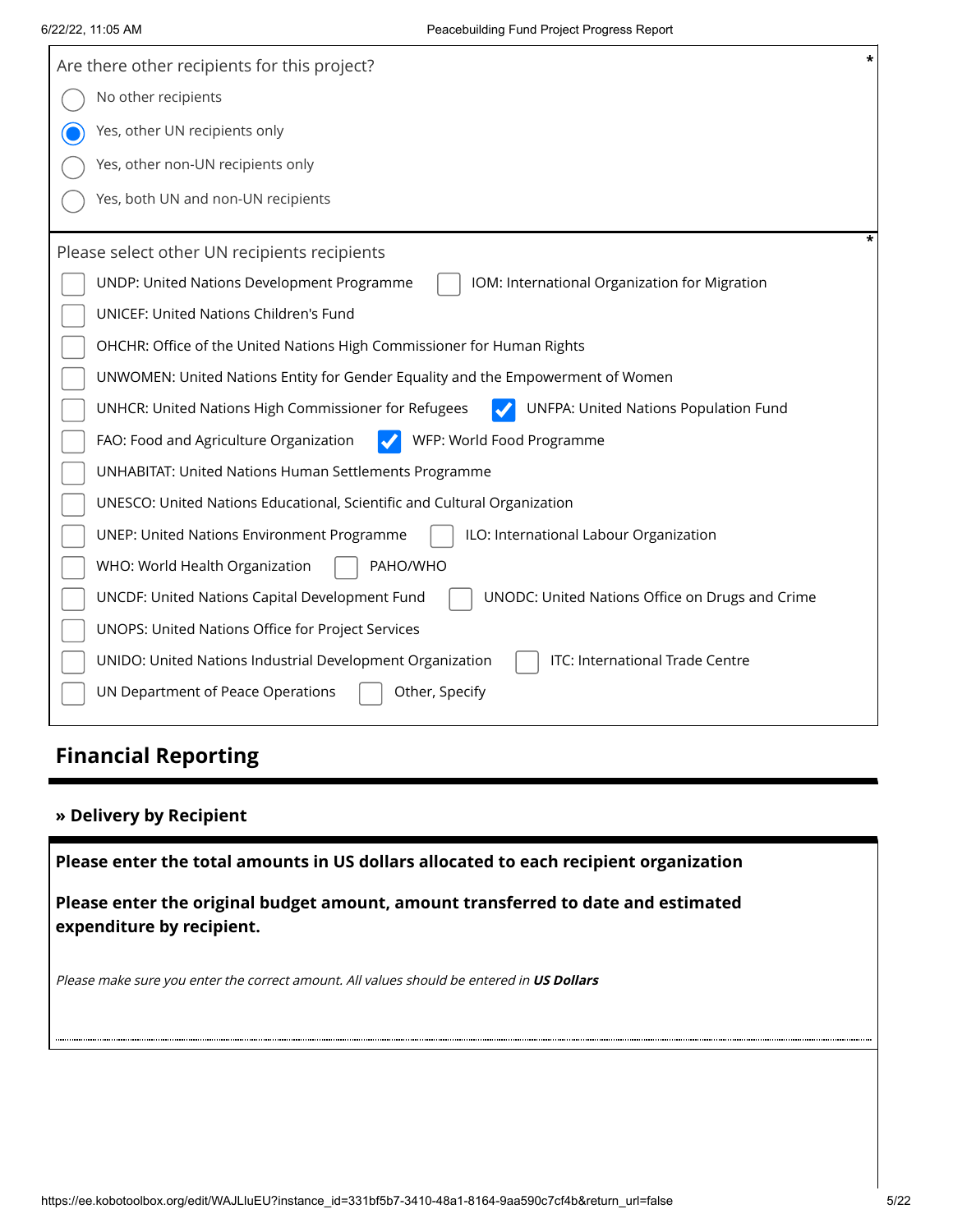Are there other recipients for this project? *

- ○ No other recipients
- ● Yes, other UN recipients only
- ○ Yes, other non-UN recipients only
- ○ Yes, both UN and non-UN recipients

Please select other UN recipients recipients *

- [ ] UNDP: United Nations Development Programme
- [ ] IOM: International Organization for Migration
- [ ] UNICEF: United Nations Children's Fund
- [ ] OHCHR: Office of the United Nations High Commissioner for Human Rights
- [ ] UNWOMEN: United Nations Entity for Gender Equality and the Empowerment of Women
- [ ] UNHCR: United Nations High Commissioner for Refugees
- [x] UNFPA: United Nations Population Fund
- [ ] FAO: Food and Agriculture Organization
- [x] WFP: World Food Programme
- [ ] UNHABITAT: United Nations Human Settlements Programme
- [ ] UNESCO: United Nations Educational, Scientific and Cultural Organization
- [ ] UNEP: United Nations Environment Programme
- [ ] ILO: International Labour Organization
- [ ] WHO: World Health Organization
- [ ] PAHO/WHO
- [ ] UNCDF: United Nations Capital Development Fund
- [ ] UNODC: United Nations Office on Drugs and Crime
- [ ] UNOPS: United Nations Office for Project Services
- [ ] UNIDO: United Nations Industrial Development Organization
- [ ] ITC: International Trade Centre
- [ ] UN Department of Peace Operations
- [ ] Other, Specify

## Financial Reporting

### » Delivery by Recipient

**Please enter the total amounts in US dollars allocated to each recipient organization**

**Please enter the original budget amount, amount transferred to date and estimated expenditure by recipient.**

*Please make sure you enter the correct amount. All values should be entered in* ***US Dollars***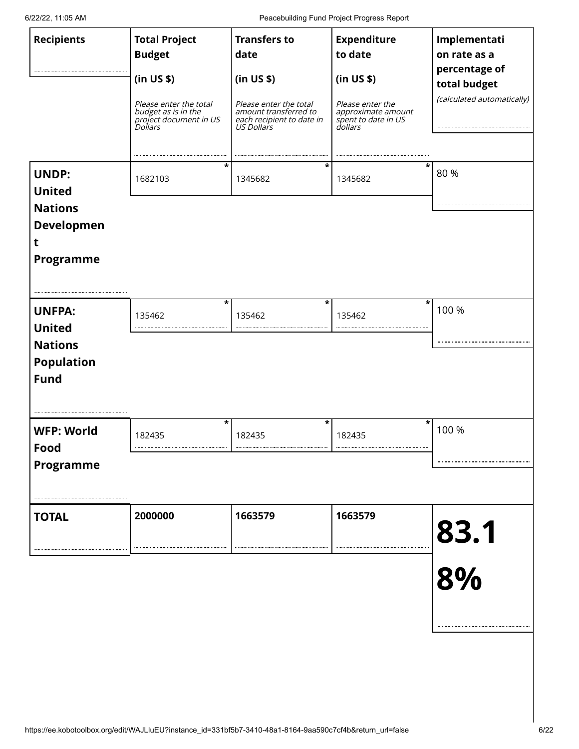| Recipients | Total Project Budget (in US $) *Please enter the total budget as is in the project document in US Dollars* | Transfers to date (in US $) *Please enter the total amount transferred to each recipient to date in US Dollars* | Expenditure to date (in US $) *Please enter the approximate amount spent to date in US dollars* | Implementation rate as a percentage of total budget *(calculated automatically)* |
|---|---|---|---|---|
| **UNDP: United Nations Development Programme** | 1682103 * | 1345682 * | 1345682 * | 80 % |
| **UNFPA: United Nations Population Fund** | 135462 * | 135462 * | 135462 * | 100 % |
| **WFP: World Food Programme** | 182435 * | 182435 * | 182435 * | 100 % |
| **TOTAL** | **2000000** | **1663579** | **1663579** | **83.18%** |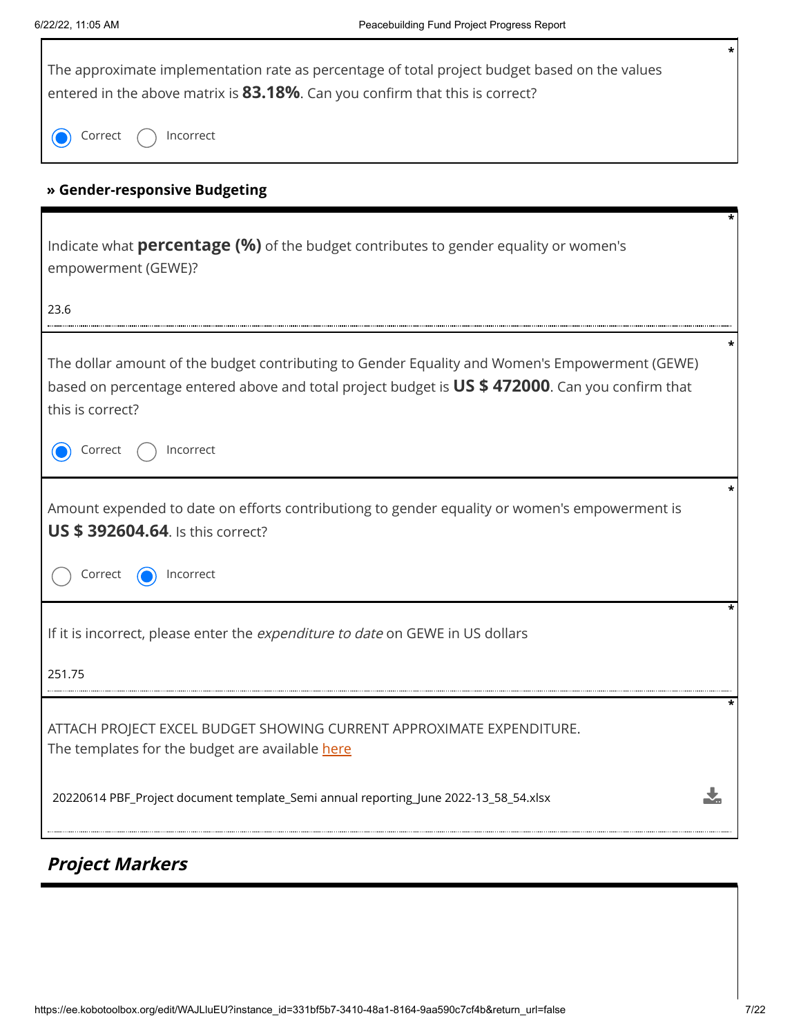The approximate implementation rate as percentage of total project budget based on the values entered in the above matrix is **83.18%**. Can you confirm that this is correct?

- (●) Correct
- ( ) Incorrect

### » Gender-responsive Budgeting

Indicate what **percentage (%)** of the budget contributes to gender equality or women's empowerment (GEWE)?

23.6

The dollar amount of the budget contributing to Gender Equality and Women's Empowerment (GEWE) based on percentage entered above and total project budget is **US $ 472000**. Can you confirm that this is correct?

- (●) Correct
- ( ) Incorrect

Amount expended to date on efforts contributiong to gender equality or women's empowerment is **US $ 392604.64**. Is this correct?

- ( ) Correct
- (●) Incorrect

If it is incorrect, please enter the *expenditure to date* on GEWE in US dollars

251.75

ATTACH PROJECT EXCEL BUDGET SHOWING CURRENT APPROXIMATE EXPENDITURE.
The templates for the budget are available here

20220614 PBF_Project document template_Semi annual reporting_June 2022-13_58_54.xlsx

## *Project Markers*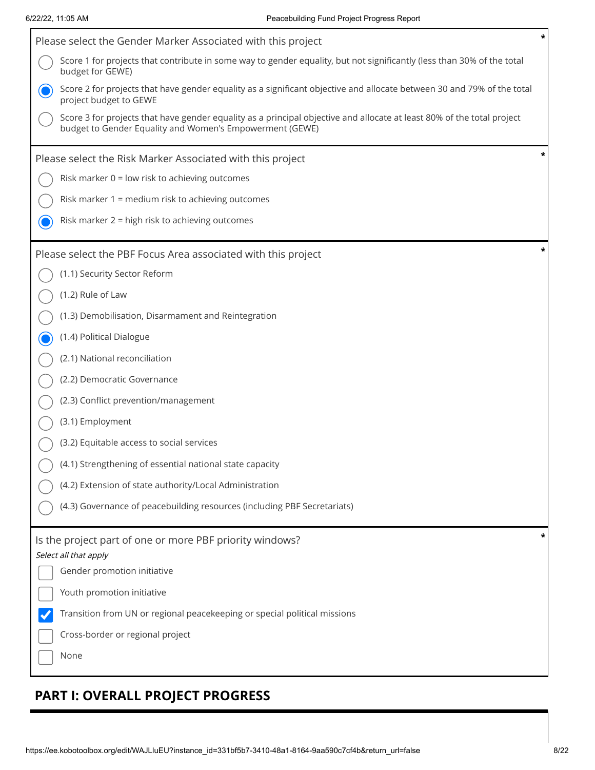Please select the Gender Marker Associated with this project *

- ○ Score 1 for projects that contribute in some way to gender equality, but not significantly (less than 30% of the total budget for GEWE)
- ● Score 2 for projects that have gender equality as a significant objective and allocate between 30 and 79% of the total project budget to GEWE
- ○ Score 3 for projects that have gender equality as a principal objective and allocate at least 80% of the total project budget to Gender Equality and Women's Empowerment (GEWE)

Please select the Risk Marker Associated with this project *

- ○ Risk marker 0 = low risk to achieving outcomes
- ○ Risk marker 1 = medium risk to achieving outcomes
- ● Risk marker 2 = high risk to achieving outcomes

Please select the PBF Focus Area associated with this project *

- ○ (1.1) Security Sector Reform
- ○ (1.2) Rule of Law
- ○ (1.3) Demobilisation, Disarmament and Reintegration
- ● (1.4) Political Dialogue
- ○ (2.1) National reconciliation
- ○ (2.2) Democratic Governance
- ○ (2.3) Conflict prevention/management
- ○ (3.1) Employment
- ○ (3.2) Equitable access to social services
- ○ (4.1) Strengthening of essential national state capacity
- ○ (4.2) Extension of state authority/Local Administration
- ○ (4.3) Governance of peacebuilding resources (including PBF Secretariats)

Is the project part of one or more PBF priority windows? *

*Select all that apply*

- [ ] Gender promotion initiative
- [ ] Youth promotion initiative
- [x] Transition from UN or regional peacekeeping or special political missions
- [ ] Cross-border or regional project
- [ ] None

## PART I: OVERALL PROJECT PROGRESS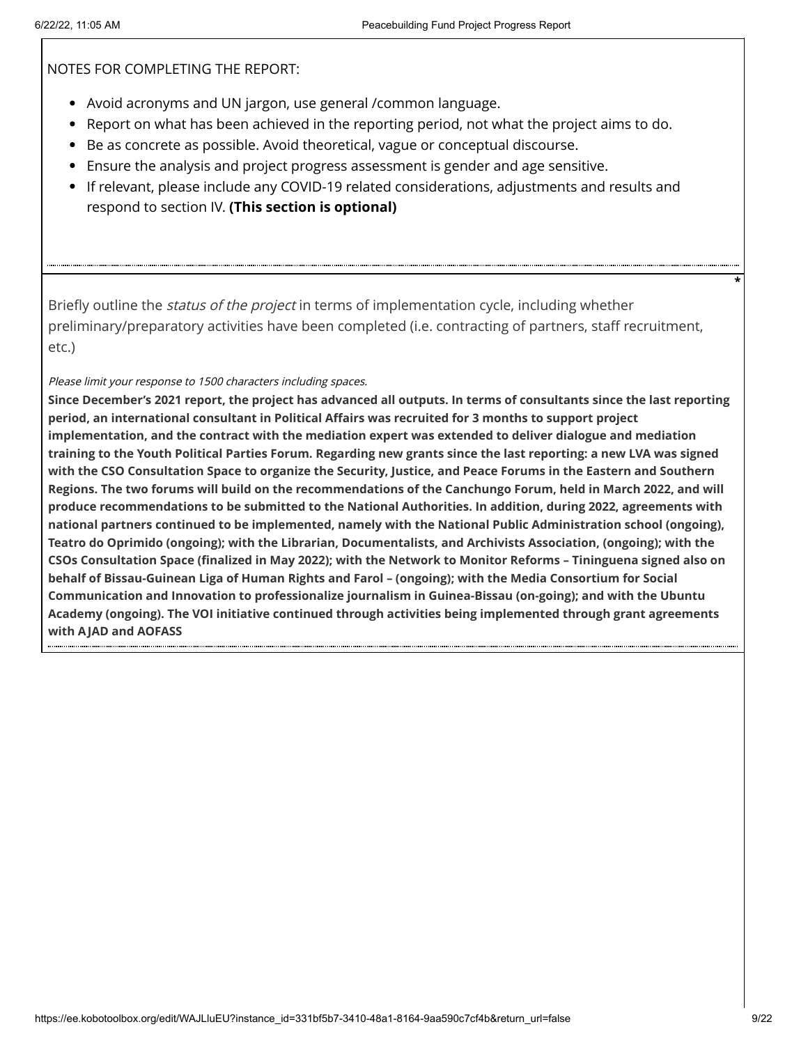NOTES FOR COMPLETING THE REPORT:

- Avoid acronyms and UN jargon, use general /common language.
- Report on what has been achieved in the reporting period, not what the project aims to do.
- Be as concrete as possible. Avoid theoretical, vague or conceptual discourse.
- Ensure the analysis and project progress assessment is gender and age sensitive.
- If relevant, please include any COVID-19 related considerations, adjustments and results and respond to section IV. **(This section is optional)**

---

*

Briefly outline the *status of the project* in terms of implementation cycle, including whether preliminary/preparatory activities have been completed (i.e. contracting of partners, staff recruitment, etc.)

*Please limit your response to 1500 characters including spaces.*

**Since December's 2021 report, the project has advanced all outputs. In terms of consultants since the last reporting period, an international consultant in Political Affairs was recruited for 3 months to support project implementation, and the contract with the mediation expert was extended to deliver dialogue and mediation training to the Youth Political Parties Forum. Regarding new grants since the last reporting: a new LVA was signed with the CSO Consultation Space to organize the Security, Justice, and Peace Forums in the Eastern and Southern Regions. The two forums will build on the recommendations of the Canchungo Forum, held in March 2022, and will produce recommendations to be submitted to the National Authorities. In addition, during 2022, agreements with national partners continued to be implemented, namely with the National Public Administration school (ongoing), Teatro do Oprimido (ongoing); with the Librarian, Documentalists, and Archivists Association, (ongoing); with the CSOs Consultation Space (finalized in May 2022); with the Network to Monitor Reforms – Tininguena signed also on behalf of Bissau-Guinean Liga of Human Rights and Farol – (ongoing); with the Media Consortium for Social Communication and Innovation to professionalize journalism in Guinea-Bissau (on-going); and with the Ubuntu Academy (ongoing). The VOI initiative continued through activities being implemented through grant agreements with AJAD and AOFASS**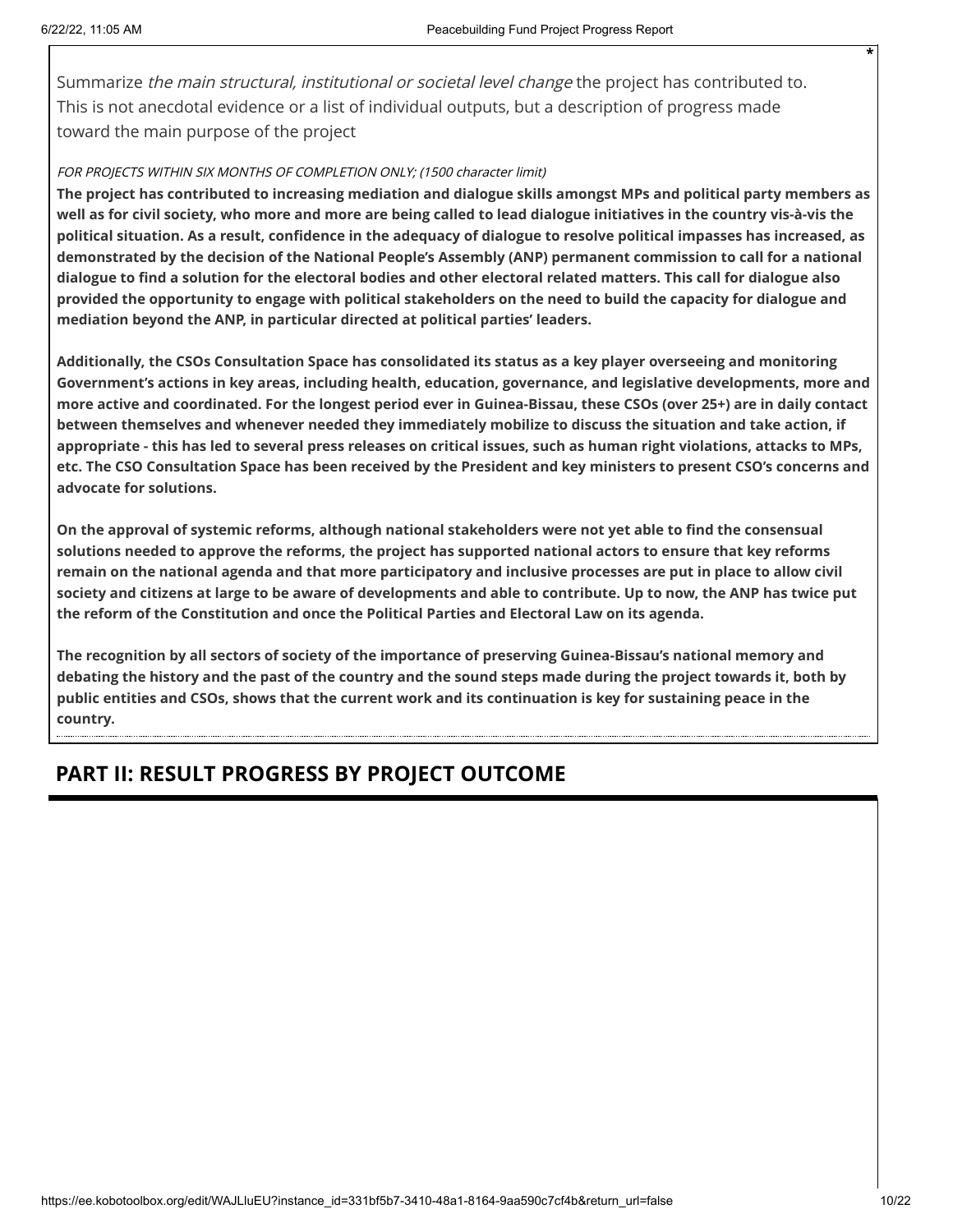*

Summarize *the main structural, institutional or societal level change* the project has contributed to. This is not anecdotal evidence or a list of individual outputs, but a description of progress made toward the main purpose of the project

*FOR PROJECTS WITHIN SIX MONTHS OF COMPLETION ONLY; (1500 character limit)*

**The project has contributed to increasing mediation and dialogue skills amongst MPs and political party members as well as for civil society, who more and more are being called to lead dialogue initiatives in the country vis-à-vis the political situation. As a result, confidence in the adequacy of dialogue to resolve political impasses has increased, as demonstrated by the decision of the National People's Assembly (ANP) permanent commission to call for a national dialogue to find a solution for the electoral bodies and other electoral related matters. This call for dialogue also provided the opportunity to engage with political stakeholders on the need to build the capacity for dialogue and mediation beyond the ANP, in particular directed at political parties' leaders.**

**Additionally, the CSOs Consultation Space has consolidated its status as a key player overseeing and monitoring Government's actions in key areas, including health, education, governance, and legislative developments, more and more active and coordinated. For the longest period ever in Guinea-Bissau, these CSOs (over 25+) are in daily contact between themselves and whenever needed they immediately mobilize to discuss the situation and take action, if appropriate - this has led to several press releases on critical issues, such as human right violations, attacks to MPs, etc. The CSO Consultation Space has been received by the President and key ministers to present CSO's concerns and advocate for solutions.**

**On the approval of systemic reforms, although national stakeholders were not yet able to find the consensual solutions needed to approve the reforms, the project has supported national actors to ensure that key reforms remain on the national agenda and that more participatory and inclusive processes are put in place to allow civil society and citizens at large to be aware of developments and able to contribute. Up to now, the ANP has twice put the reform of the Constitution and once the Political Parties and Electoral Law on its agenda.**

**The recognition by all sectors of society of the importance of preserving Guinea-Bissau's national memory and debating the history and the past of the country and the sound steps made during the project towards it, both by public entities and CSOs, shows that the current work and its continuation is key for sustaining peace in the country.**

## PART II: RESULT PROGRESS BY PROJECT OUTCOME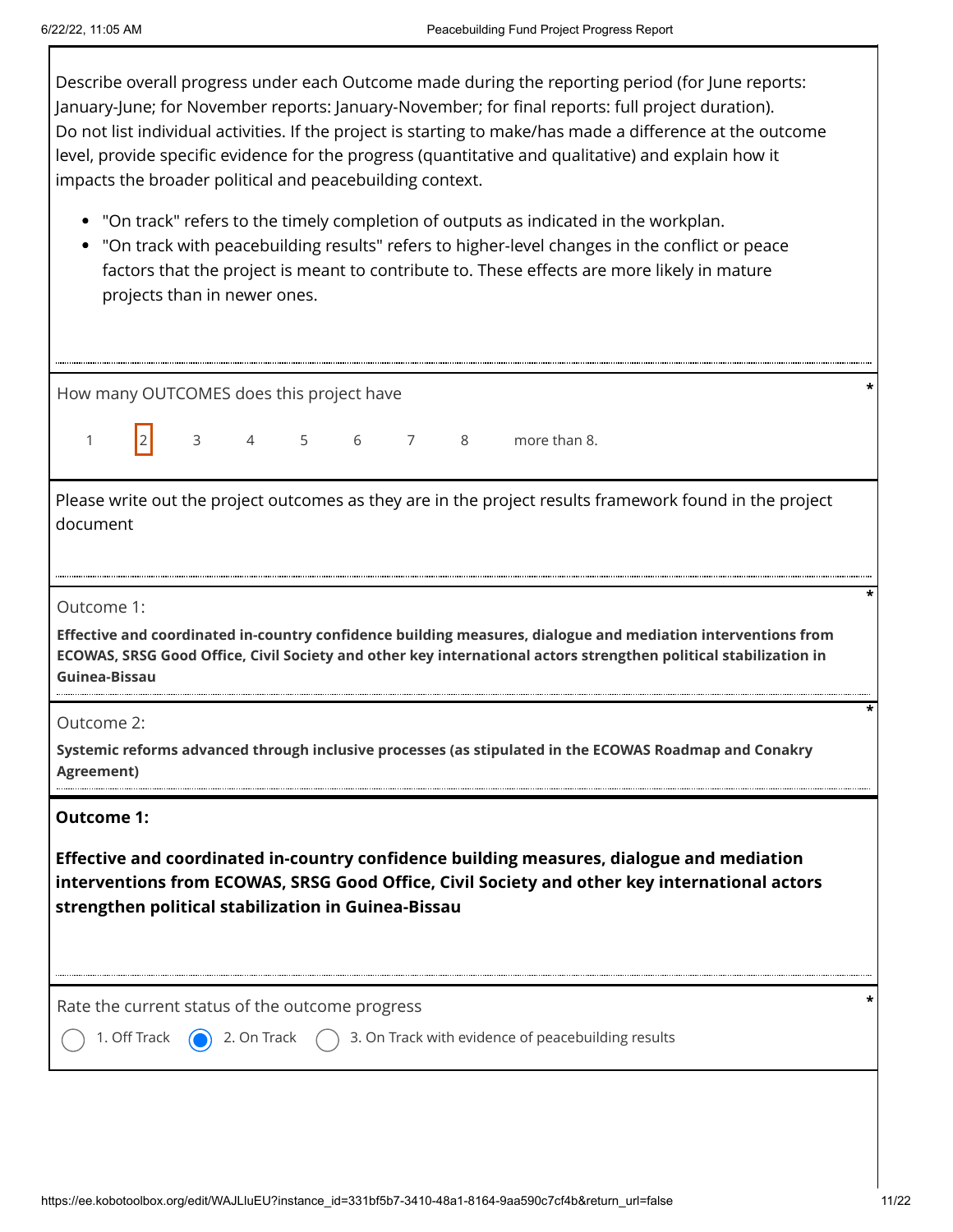Describe overall progress under each Outcome made during the reporting period (for June reports: January-June; for November reports: January-November; for final reports: full project duration). Do not list individual activities. If the project is starting to make/has made a difference at the outcome level, provide specific evidence for the progress (quantitative and qualitative) and explain how it impacts the broader political and peacebuilding context.

- "On track" refers to the timely completion of outputs as indicated in the workplan.
- "On track with peacebuilding results" refers to higher-level changes in the conflict or peace factors that the project is meant to contribute to. These effects are more likely in mature projects than in newer ones.

How many OUTCOMES does this project have *

1 **[2]** 3 4 5 6 7 8 more than 8.

Please write out the project outcomes as they are in the project results framework found in the project document

Outcome 1: *

**Effective and coordinated in-country confidence building measures, dialogue and mediation interventions from ECOWAS, SRSG Good Office, Civil Society and other key international actors strengthen political stabilization in Guinea-Bissau**

Outcome 2: *

**Systemic reforms advanced through inclusive processes (as stipulated in the ECOWAS Roadmap and Conakry Agreement)**

**Outcome 1:**

**Effective and coordinated in-country confidence building measures, dialogue and mediation interventions from ECOWAS, SRSG Good Office, Civil Society and other key international actors strengthen political stabilization in Guinea-Bissau**

Rate the current status of the outcome progress *

- ○ 1. Off Track
- ◉ 2. On Track
- ○ 3. On Track with evidence of peacebuilding results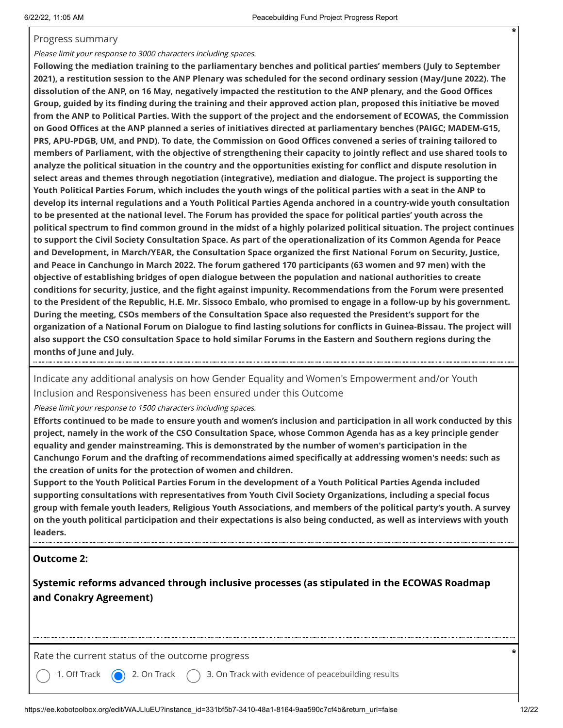Progress summary

*Please limit your response to 3000 characters including spaces.*

**Following the mediation training to the parliamentary benches and political parties' members (July to September 2021), a restitution session to the ANP Plenary was scheduled for the second ordinary session (May/June 2022). The dissolution of the ANP, on 16 May, negatively impacted the restitution to the ANP plenary, and the Good Offices Group, guided by its finding during the training and their approved action plan, proposed this initiative be moved from the ANP to Political Parties. With the support of the project and the endorsement of ECOWAS, the Commission on Good Offices at the ANP planned a series of initiatives directed at parliamentary benches (PAIGC; MADEM-G15, PRS, APU-PDGB, UM, and PND). To date, the Commission on Good Offices convened a series of training tailored to members of Parliament, with the objective of strengthening their capacity to jointly reflect and use shared tools to analyze the political situation in the country and the opportunities existing for conflict and dispute resolution in select areas and themes through negotiation (integrative), mediation and dialogue. The project is supporting the Youth Political Parties Forum, which includes the youth wings of the political parties with a seat in the ANP to develop its internal regulations and a Youth Political Parties Agenda anchored in a country-wide youth consultation to be presented at the national level. The Forum has provided the space for political parties' youth across the political spectrum to find common ground in the midst of a highly polarized political situation. The project continues to support the Civil Society Consultation Space. As part of the operationalization of its Common Agenda for Peace and Development, in March/YEAR, the Consultation Space organized the first National Forum on Security, Justice, and Peace in Canchungo in March 2022. The forum gathered 170 participants (63 women and 97 men) with the objective of establishing bridges of open dialogue between the population and national authorities to create conditions for security, justice, and the fight against impunity. Recommendations from the Forum were presented to the President of the Republic, H.E. Mr. Sissoco Embalo, who promised to engage in a follow-up by his government. During the meeting, CSOs members of the Consultation Space also requested the President's support for the organization of a National Forum on Dialogue to find lasting solutions for conflicts in Guinea-Bissau. The project will also support the CSO consultation Space to hold similar Forums in the Eastern and Southern regions during the months of June and July.**

Indicate any additional analysis on how Gender Equality and Women's Empowerment and/or Youth Inclusion and Responsiveness has been ensured under this Outcome

*Please limit your response to 1500 characters including spaces.*

**Efforts continued to be made to ensure youth and women's inclusion and participation in all work conducted by this project, namely in the work of the CSO Consultation Space, whose Common Agenda has as a key principle gender equality and gender mainstreaming. This is demonstrated by the number of women's participation in the Canchungo Forum and the drafting of recommendations aimed specifically at addressing women's needs: such as the creation of units for the protection of women and children.**

**Support to the Youth Political Parties Forum in the development of a Youth Political Parties Agenda included supporting consultations with representatives from Youth Civil Society Organizations, including a special focus group with female youth leaders, Religious Youth Associations, and members of the political party's youth. A survey on the youth political participation and their expectations is also being conducted, as well as interviews with youth leaders.**

**Outcome 2:**

**Systemic reforms advanced through inclusive processes (as stipulated in the ECOWAS Roadmap and Conakry Agreement)**

Rate the current status of the outcome progress *

- ○ 1. Off Track
- ● 2. On Track
- ○ 3. On Track with evidence of peacebuilding results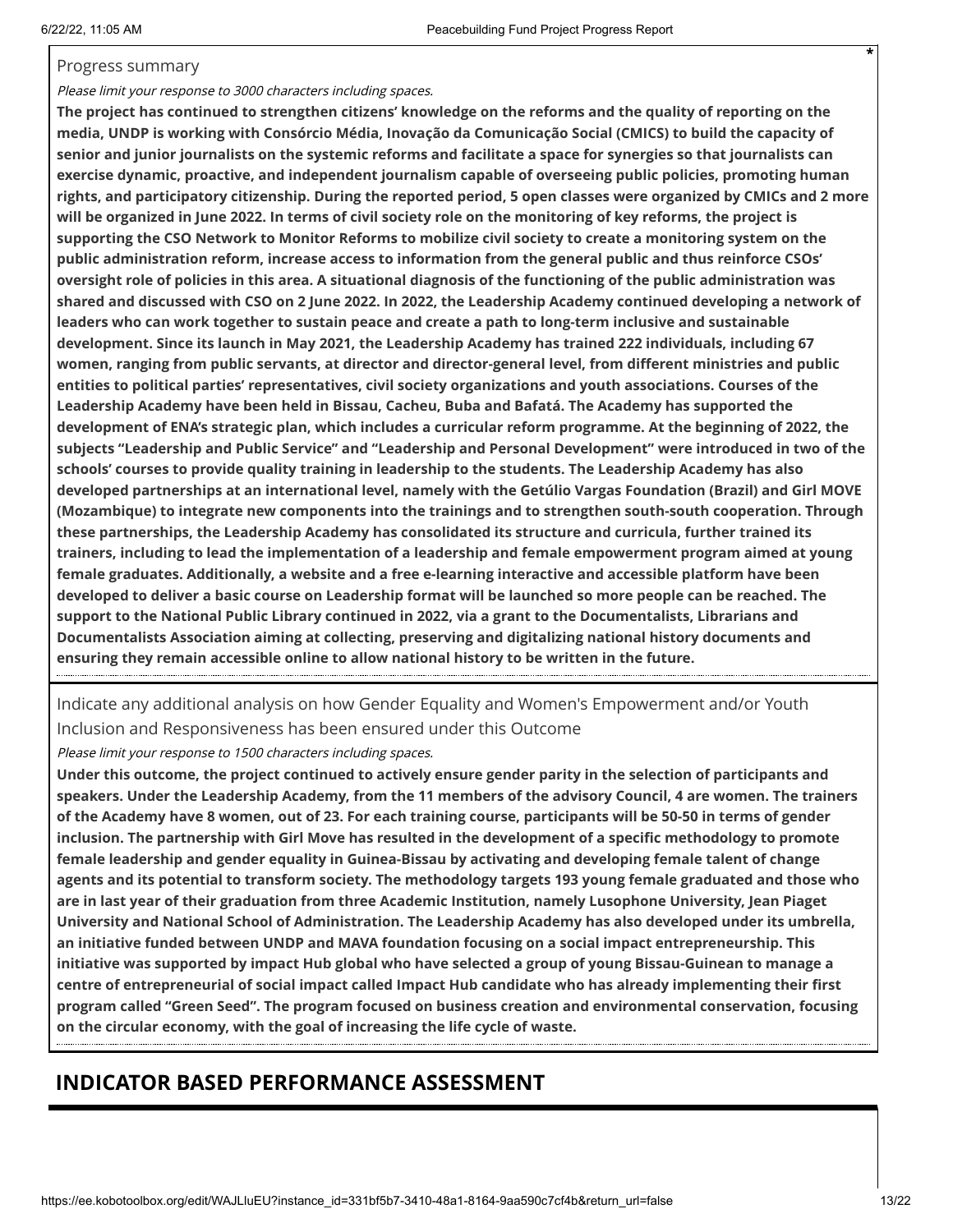Progress summary

*Please limit your response to 3000 characters including spaces.*

**The project has continued to strengthen citizens' knowledge on the reforms and the quality of reporting on the media, UNDP is working with Consórcio Média, Inovação da Comunicação Social (CMICS) to build the capacity of senior and junior journalists on the systemic reforms and facilitate a space for synergies so that journalists can exercise dynamic, proactive, and independent journalism capable of overseeing public policies, promoting human rights, and participatory citizenship. During the reported period, 5 open classes were organized by CMICs and 2 more will be organized in June 2022. In terms of civil society role on the monitoring of key reforms, the project is supporting the CSO Network to Monitor Reforms to mobilize civil society to create a monitoring system on the public administration reform, increase access to information from the general public and thus reinforce CSOs' oversight role of policies in this area. A situational diagnosis of the functioning of the public administration was shared and discussed with CSO on 2 June 2022. In 2022, the Leadership Academy continued developing a network of leaders who can work together to sustain peace and create a path to long-term inclusive and sustainable development. Since its launch in May 2021, the Leadership Academy has trained 222 individuals, including 67 women, ranging from public servants, at director and director-general level, from different ministries and public entities to political parties' representatives, civil society organizations and youth associations. Courses of the Leadership Academy have been held in Bissau, Cacheu, Buba and Bafatá. The Academy has supported the development of ENA's strategic plan, which includes a curricular reform programme. At the beginning of 2022, the subjects "Leadership and Public Service" and "Leadership and Personal Development" were introduced in two of the schools' courses to provide quality training in leadership to the students. The Leadership Academy has also developed partnerships at an international level, namely with the Getúlio Vargas Foundation (Brazil) and Girl MOVE (Mozambique) to integrate new components into the trainings and to strengthen south-south cooperation. Through these partnerships, the Leadership Academy has consolidated its structure and curricula, further trained its trainers, including to lead the implementation of a leadership and female empowerment program aimed at young female graduates. Additionally, a website and a free e-learning interactive and accessible platform have been developed to deliver a basic course on Leadership format will be launched so more people can be reached. The support to the National Public Library continued in 2022, via a grant to the Documentalists, Librarians and Documentalists Association aiming at collecting, preserving and digitalizing national history documents and ensuring they remain accessible online to allow national history to be written in the future.**

Indicate any additional analysis on how Gender Equality and Women's Empowerment and/or Youth Inclusion and Responsiveness has been ensured under this Outcome

*Please limit your response to 1500 characters including spaces.*

**Under this outcome, the project continued to actively ensure gender parity in the selection of participants and speakers. Under the Leadership Academy, from the 11 members of the advisory Council, 4 are women. The trainers of the Academy have 8 women, out of 23. For each training course, participants will be 50-50 in terms of gender inclusion. The partnership with Girl Move has resulted in the development of a specific methodology to promote female leadership and gender equality in Guinea-Bissau by activating and developing female talent of change agents and its potential to transform society. The methodology targets 193 young female graduated and those who are in last year of their graduation from three Academic Institution, namely Lusophone University, Jean Piaget University and National School of Administration. The Leadership Academy has also developed under its umbrella, an initiative funded between UNDP and MAVA foundation focusing on a social impact entrepreneurship. This initiative was supported by impact Hub global who have selected a group of young Bissau-Guinean to manage a centre of entrepreneurial of social impact called Impact Hub candidate who has already implementing their first program called "Green Seed". The program focused on business creation and environmental conservation, focusing on the circular economy, with the goal of increasing the life cycle of waste.**

## INDICATOR BASED PERFORMANCE ASSESSMENT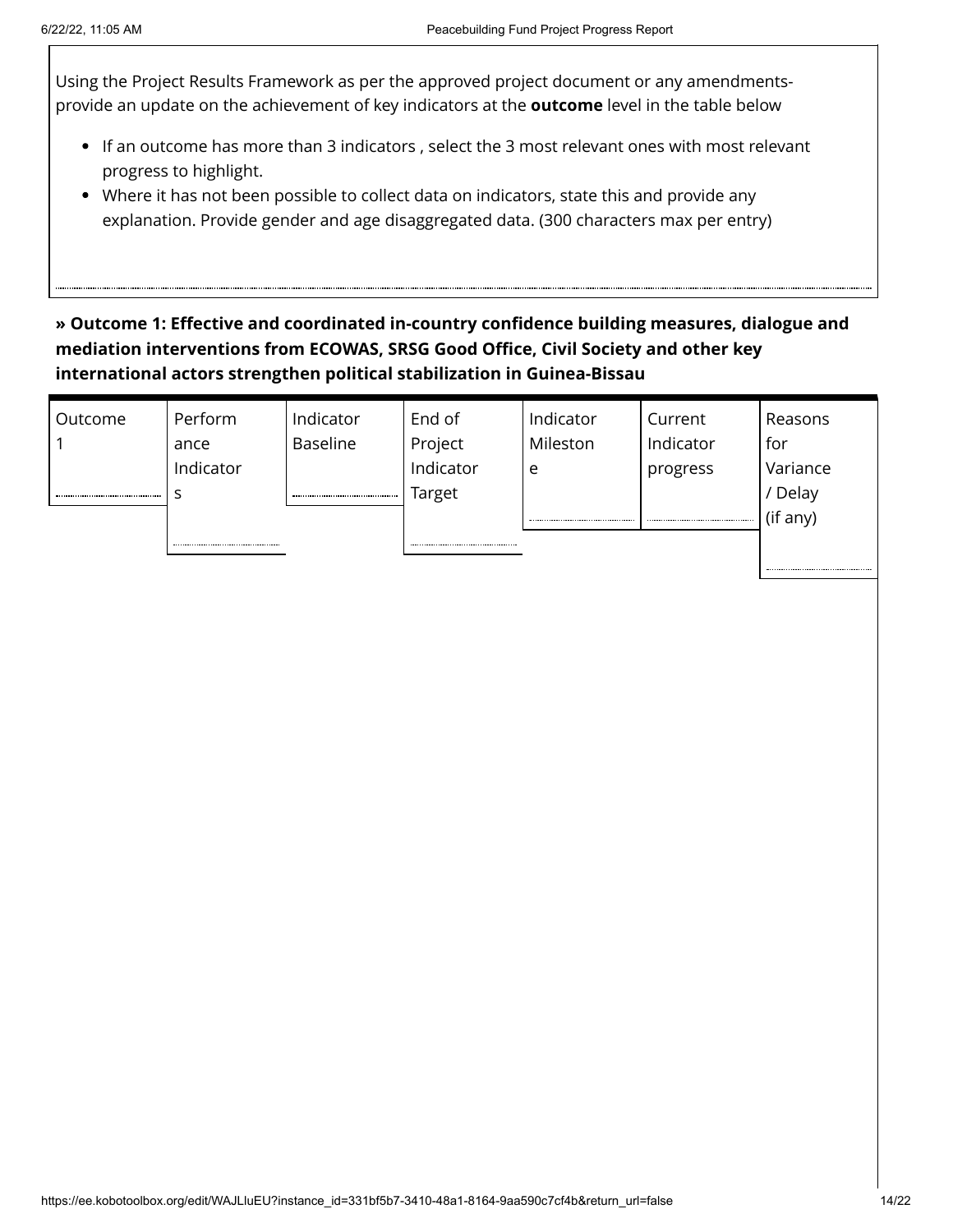Using the Project Results Framework as per the approved project document or any amendments- provide an update on the achievement of key indicators at the **outcome** level in the table below

- If an outcome has more than 3 indicators , select the 3 most relevant ones with most relevant progress to highlight.
- Where it has not been possible to collect data on indicators, state this and provide any explanation. Provide gender and age disaggregated data. (300 characters max per entry)

**» Outcome 1: Effective and coordinated in-country confidence building measures, dialogue and mediation interventions from ECOWAS, SRSG Good Office, Civil Society and other key international actors strengthen political stabilization in Guinea-Bissau**

| Outcome 1 | Performance Indicators | Indicator Baseline | End of Project Indicator Target | Indicator Milestone | Current Indicator progress | Reasons for Variance / Delay (if any) |
|---|---|---|---|---|---|---|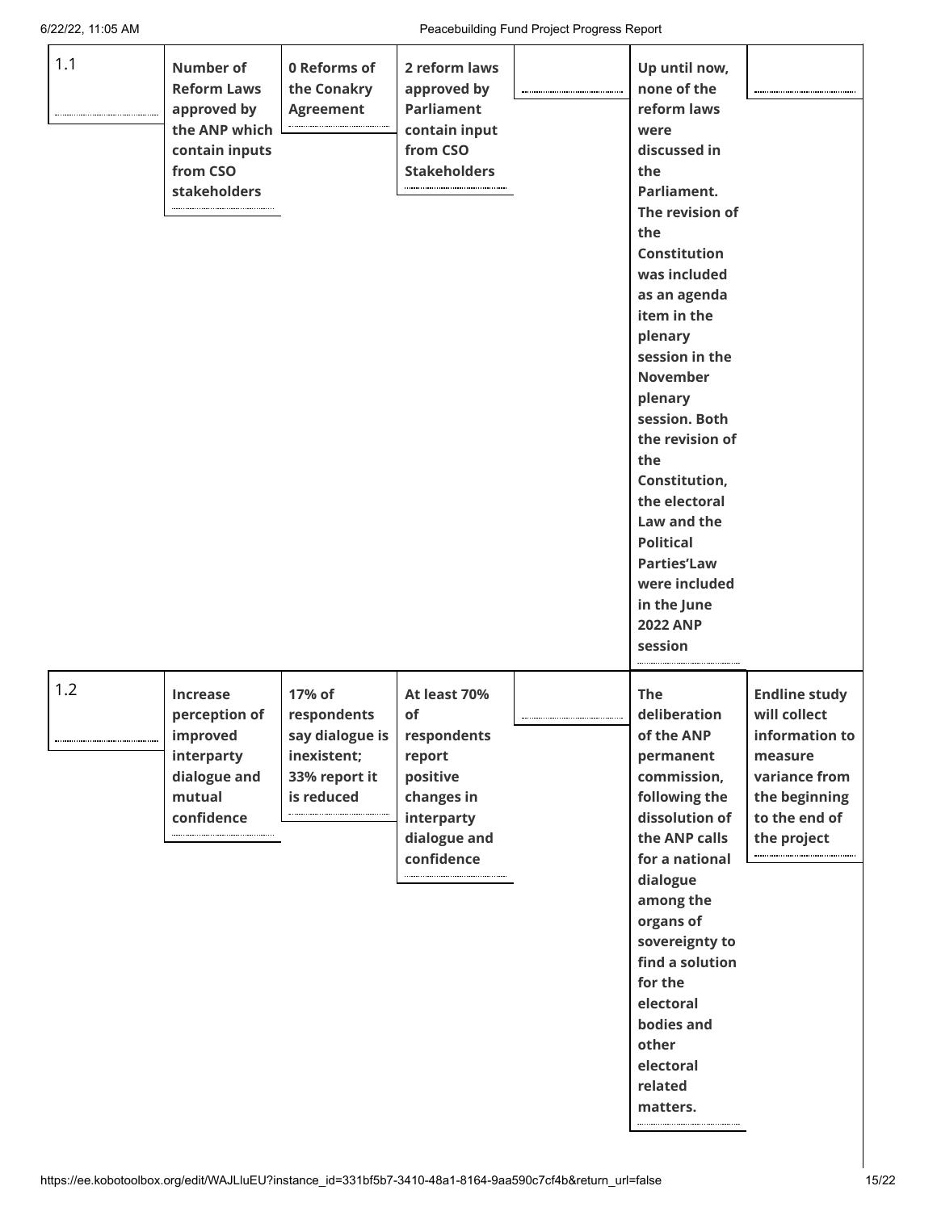| | | | | | | |
|---|---|---|---|---|---|---|
| 1.1 | **Number of Reform Laws approved by the ANP which contain inputs from CSO stakeholders** | **0 Reforms of the Conakry Agreement** | **2 reform laws approved by Parliament contain input from CSO Stakeholders** | | **Up until now, none of the reform laws were discussed in the Parliament. The revision of the Constitution was included as an agenda item in the plenary session in the November plenary session. Both the revision of the Constitution, the electoral Law and the Political Parties'Law were included in the June 2022 ANP session** | |
| 1.2 | **Increase perception of improved interparty dialogue and mutual confidence** | **17% of respondents say dialogue is inexistent; 33% report it is reduced** | **At least 70% of respondents report positive changes in interparty dialogue and confidence** | | **The deliberation of the ANP permanent commission, following the dissolution of the ANP calls for a national dialogue among the organs of sovereignty to find a solution for the electoral bodies and other electoral related matters.** | **Endline study will collect information to measure variance from the beginning to the end of the project** |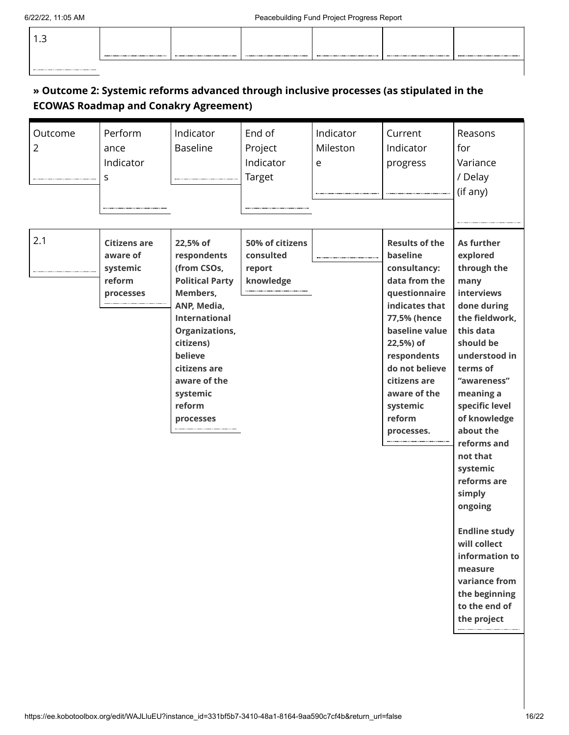| 1.3 | | | | | | |
|---|---|---|---|---|---|---|

## » Outcome 2: Systemic reforms advanced through inclusive processes (as stipulated in the ECOWAS Roadmap and Conakry Agreement)

| Outcome 2 | Performance Indicators | Indicator Baseline | End of Project Indicator Target | Indicator Milestone | Current Indicator progress | Reasons for Variance / Delay (if any) |
|---|---|---|---|---|---|---|
| 2.1 | **Citizens are aware of systemic reform processes** | **22,5% of respondents (from CSOs, Political Party Members, ANP, Media, International Organizations, citizens) believe citizens are aware of the systemic reform processes** | **50% of citizens consulted report knowledge** | | **Results of the baseline consultancy: data from the questionnaire indicates that 77,5% (hence baseline value 22,5%) of respondents do not believe citizens are aware of the systemic reform processes.** | **As further explored through the many interviews done during the fieldwork, this data should be understood in terms of "awareness" meaning a specific level of knowledge about the reforms and not that systemic reforms are simply ongoing**<br><br>**Endline study will collect information to measure variance from the beginning to the end of the project** |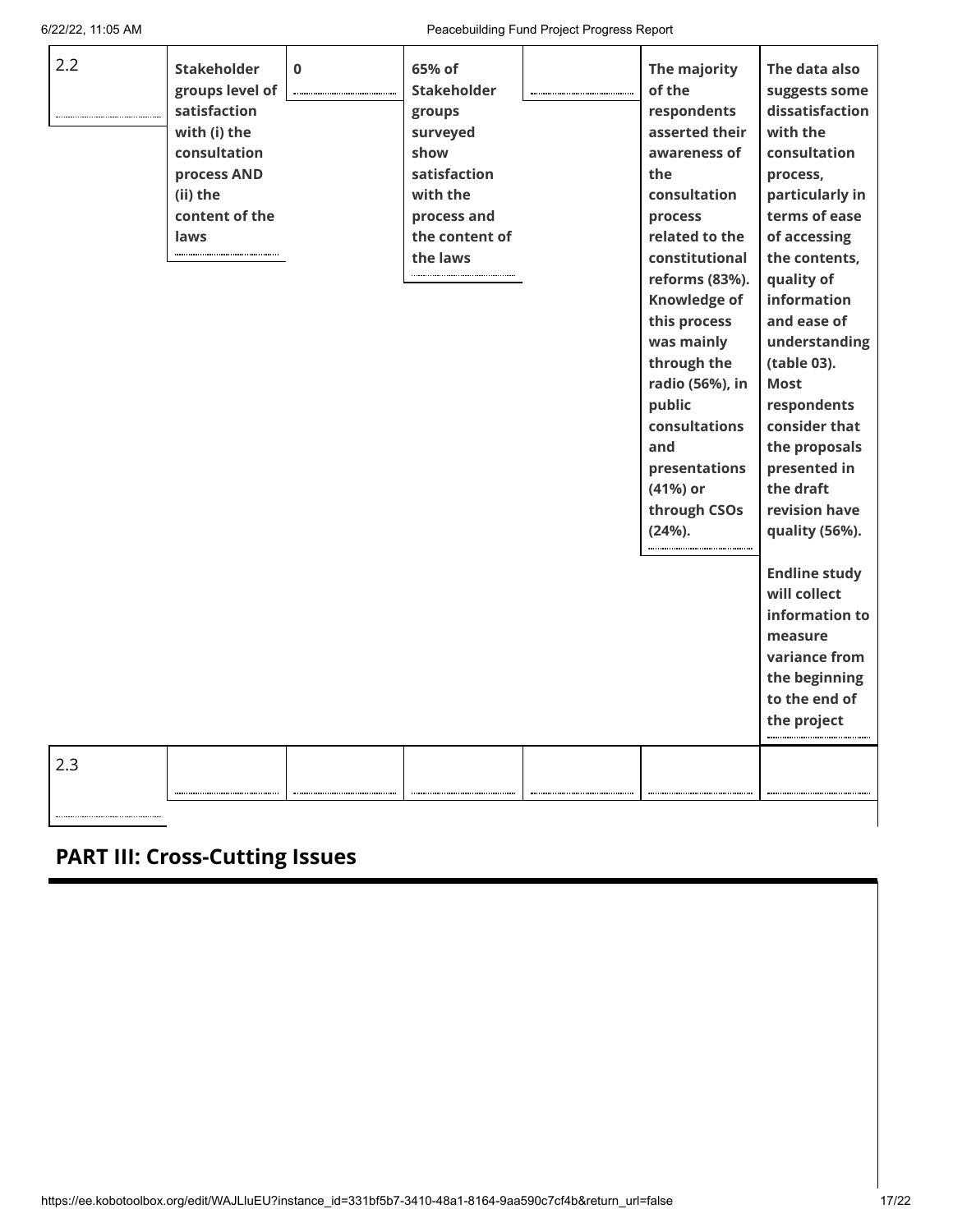| | | | | | | |
|---|---|---|---|---|---|---|
| 2.2 | **Stakeholder groups level of satisfaction with (i) the consultation process AND (ii) the content of the laws** | **0** | **65% of Stakeholder groups surveyed show satisfaction with the process and the content of the laws** | | **The majority of the respondents asserted their awareness of the consultation process related to the constitutional reforms (83%). Knowledge of this process was mainly through the radio (56%), in public consultations and presentations (41%) or through CSOs (24%).** | **The data also suggests some dissatisfaction with the consultation process, particularly in terms of ease of accessing the contents, quality of information and ease of understanding (table 03). Most respondents consider that the proposals presented in the draft revision have quality (56%).**<br><br>**Endline study will collect information to measure variance from the beginning to the end of the project** |
| 2.3 | | | | | | |

## PART III: Cross-Cutting Issues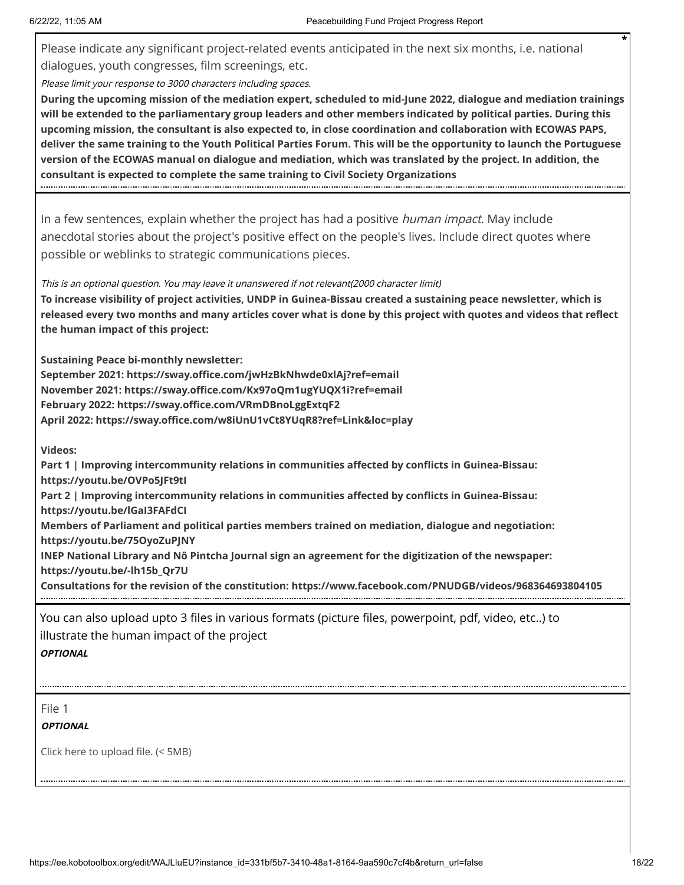Please indicate any significant project-related events anticipated in the next six months, i.e. national dialogues, youth congresses, film screenings, etc.

*Please limit your response to 3000 characters including spaces.*

**During the upcoming mission of the mediation expert, scheduled to mid-June 2022, dialogue and mediation trainings will be extended to the parliamentary group leaders and other members indicated by political parties. During this upcoming mission, the consultant is also expected to, in close coordination and collaboration with ECOWAS PAPS, deliver the same training to the Youth Political Parties Forum. This will be the opportunity to launch the Portuguese version of the ECOWAS manual on dialogue and mediation, which was translated by the project. In addition, the consultant is expected to complete the same training to Civil Society Organizations**

---

In a few sentences, explain whether the project has had a positive *human impact*. May include anecdotal stories about the project's positive effect on the people's lives. Include direct quotes where possible or weblinks to strategic communications pieces.

*This is an optional question. You may leave it unanswered if not relevant(2000 character limit)*

**To increase visibility of project activities, UNDP in Guinea-Bissau created a sustaining peace newsletter, which is released every two months and many articles cover what is done by this project with quotes and videos that reflect the human impact of this project:**

**Sustaining Peace bi-monthly newsletter:**
**September 2021: https://sway.office.com/jwHzBkNhwde0xlAj?ref=email**
**November 2021: https://sway.office.com/Kx97oQm1ugYUQX1i?ref=email**
**February 2022: https://sway.office.com/VRmDBnoLggExtqF2**
**April 2022: https://sway.office.com/w8iUnU1vCt8YUqR8?ref=Link&loc=play**

**Videos:**
**Part 1 | Improving intercommunity relations in communities affected by conflicts in Guinea-Bissau: https://youtu.be/OVPo5JFt9tI**
**Part 2 | Improving intercommunity relations in communities affected by conflicts in Guinea-Bissau: https://youtu.be/lGaI3FAFdCI**
**Members of Parliament and political parties members trained on mediation, dialogue and negotiation: https://youtu.be/75OyoZuPJNY**
**INEP National Library and Nô Pintcha Journal sign an agreement for the digitization of the newspaper: https://youtu.be/-lh15b_Qr7U**
**Consultations for the revision of the constitution: https://www.facebook.com/PNUDGB/videos/968364693804105**

---

You can also upload upto 3 files in various formats (picture files, powerpoint, pdf, video, etc..) to illustrate the human impact of the project

***OPTIONAL***

---

File 1

***OPTIONAL***

Click here to upload file. (< 5MB)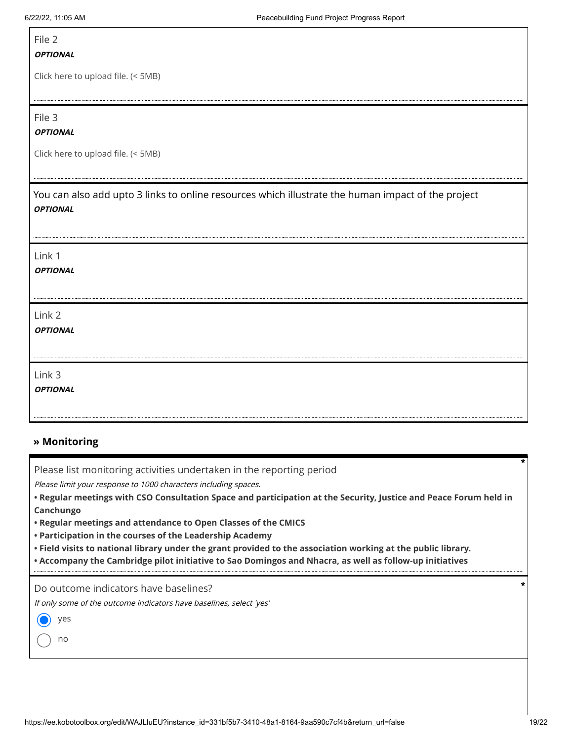File 2

***OPTIONAL***

Click here to upload file. (< 5MB)

File 3

***OPTIONAL***

Click here to upload file. (< 5MB)

You can also add upto 3 links to online resources which illustrate the human impact of the project

***OPTIONAL***

Link 1

***OPTIONAL***

Link 2

***OPTIONAL***

Link 3

***OPTIONAL***

## » Monitoring

Please list monitoring activities undertaken in the reporting period *

*Please limit your response to 1000 characters including spaces.*

**• Regular meetings with CSO Consultation Space and participation at the Security, Justice and Peace Forum held in Canchungo**
**• Regular meetings and attendance to Open Classes of the CMICS**
**• Participation in the courses of the Leadership Academy**
**• Field visits to national library under the grant provided to the association working at the public library.**
**• Accompany the Cambridge pilot initiative to Sao Domingos and Nhacra, as well as follow-up initiatives**

Do outcome indicators have baselines? *

*If only some of the outcome indicators have baselines, select 'yes'*

- (•) yes
- ( ) no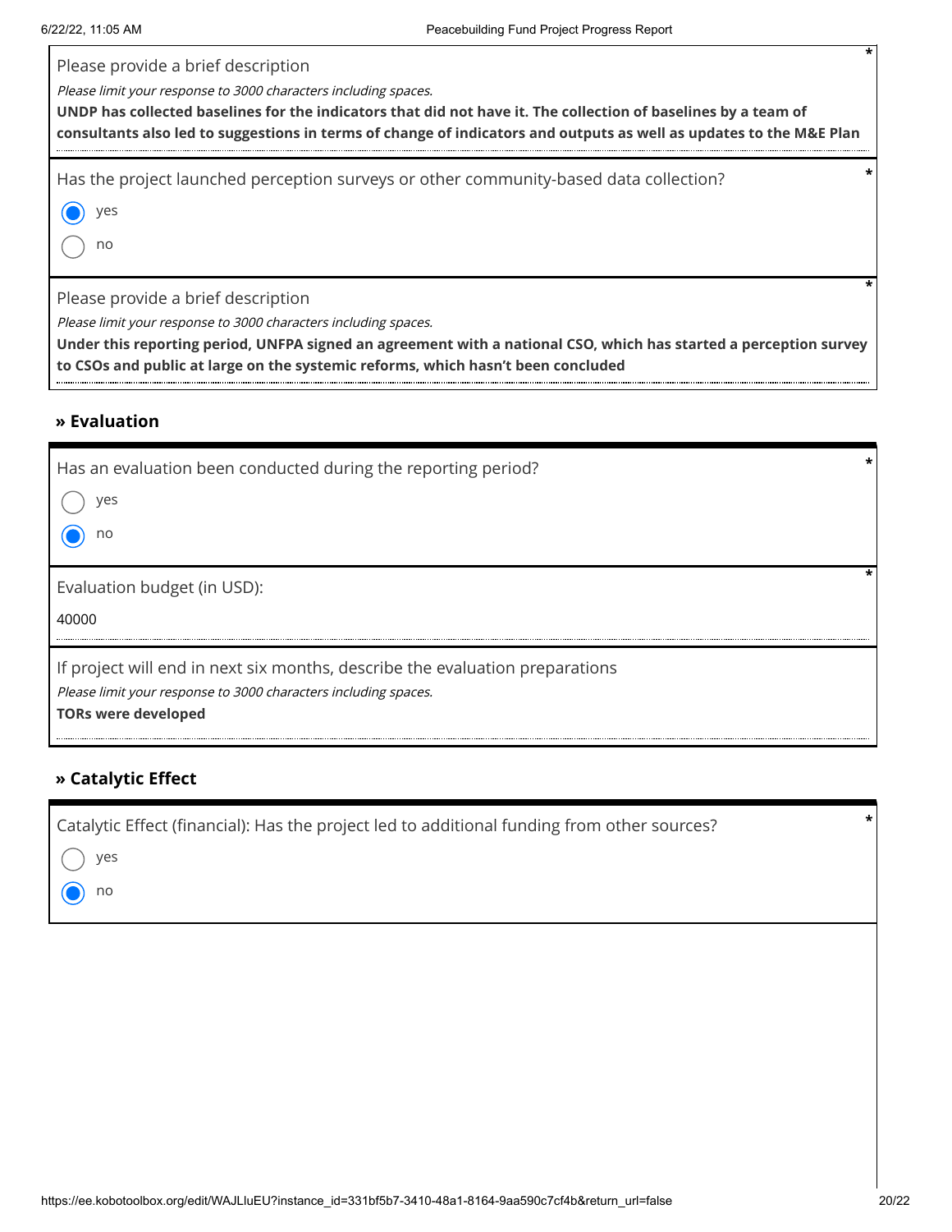Please provide a brief description *

*Please limit your response to 3000 characters including spaces.*

**UNDP has collected baselines for the indicators that did not have it. The collection of baselines by a team of consultants also led to suggestions in terms of change of indicators and outputs as well as updates to the M&E Plan**

Has the project launched perception surveys or other community-based data collection? *

- (x) yes
- ( ) no

Please provide a brief description *

*Please limit your response to 3000 characters including spaces.*

**Under this reporting period, UNFPA signed an agreement with a national CSO, which has started a perception survey to CSOs and public at large on the systemic reforms, which hasn't been concluded**

## » Evaluation

Has an evaluation been conducted during the reporting period? *

- ( ) yes
- (x) no

Evaluation budget (in USD): *

40000

If project will end in next six months, describe the evaluation preparations

*Please limit your response to 3000 characters including spaces.*

**TORs were developed**

## » Catalytic Effect

Catalytic Effect (financial): Has the project led to additional funding from other sources? *

- ( ) yes
- (x) no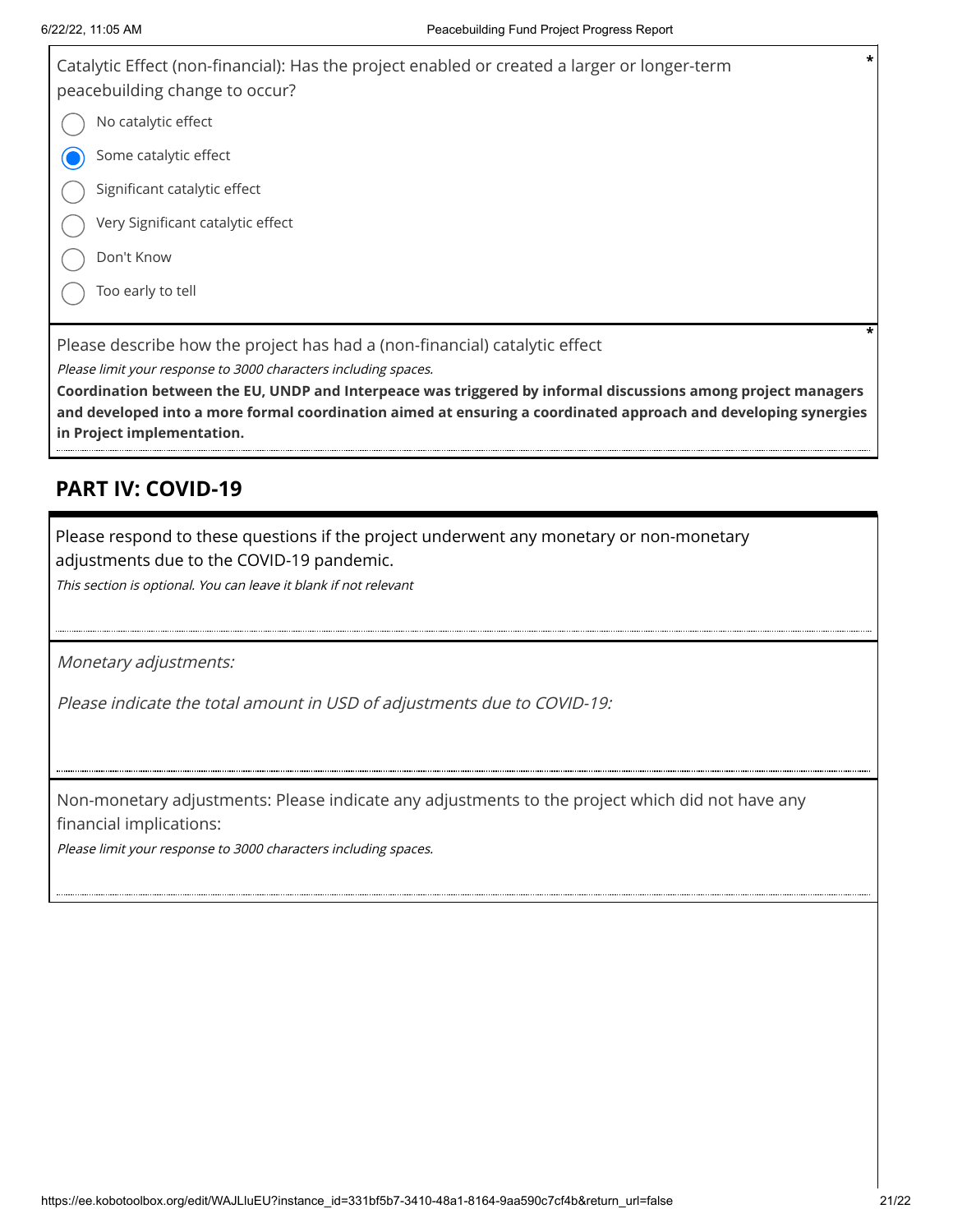Catalytic Effect (non-financial): Has the project enabled or created a larger or longer-term peacebuilding change to occur? *

- ○ No catalytic effect
- ● Some catalytic effect
- ○ Significant catalytic effect
- ○ Very Significant catalytic effect
- ○ Don't Know
- ○ Too early to tell

Please describe how the project has had a (non-financial) catalytic effect *

*Please limit your response to 3000 characters including spaces.*

**Coordination between the EU, UNDP and Interpeace was triggered by informal discussions among project managers and developed into a more formal coordination aimed at ensuring a coordinated approach and developing synergies in Project implementation.**

## PART IV: COVID-19

Please respond to these questions if the project underwent any monetary or non-monetary adjustments due to the COVID-19 pandemic.

*This section is optional. You can leave it blank if not relevant*

*Monetary adjustments:*

*Please indicate the total amount in USD of adjustments due to COVID-19:*

Non-monetary adjustments: Please indicate any adjustments to the project which did not have any financial implications:

*Please limit your response to 3000 characters including spaces.*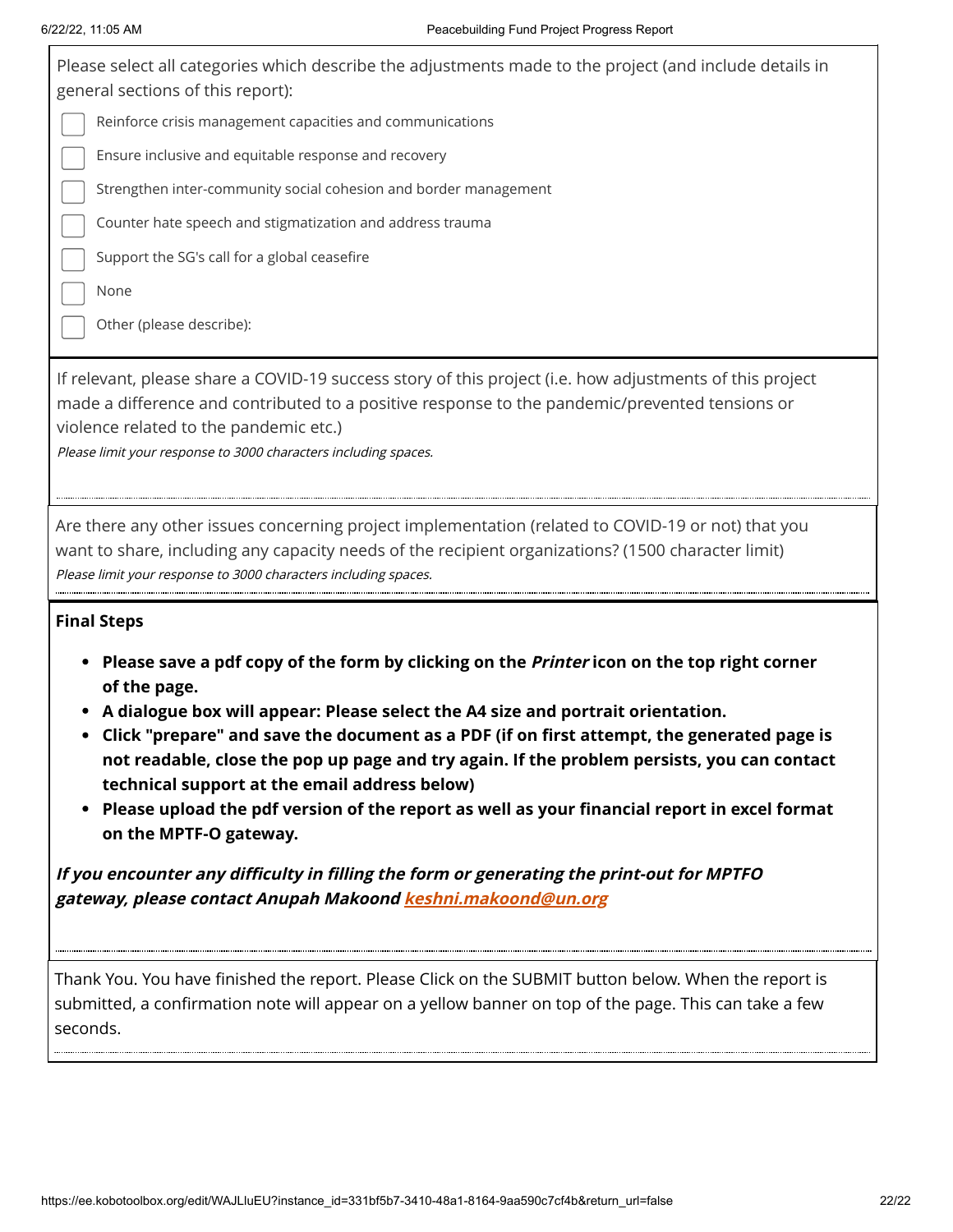Please select all categories which describe the adjustments made to the project (and include details in general sections of this report):

- [ ] Reinforce crisis management capacities and communications
- [ ] Ensure inclusive and equitable response and recovery
- [ ] Strengthen inter-community social cohesion and border management
- [ ] Counter hate speech and stigmatization and address trauma
- [ ] Support the SG's call for a global ceasefire
- [ ] None
- [ ] Other (please describe):

If relevant, please share a COVID-19 success story of this project (i.e. how adjustments of this project made a difference and contributed to a positive response to the pandemic/prevented tensions or violence related to the pandemic etc.)

*Please limit your response to 3000 characters including spaces.*

Are there any other issues concerning project implementation (related to COVID-19 or not) that you want to share, including any capacity needs of the recipient organizations? (1500 character limit)

*Please limit your response to 3000 characters including spaces.*

**Final Steps**

- **Please save a pdf copy of the form by clicking on the *Printer* icon on the top right corner of the page.**
- **A dialogue box will appear: Please select the A4 size and portrait orientation.**
- **Click "prepare" and save the document as a PDF (if on first attempt, the generated page is not readable, close the pop up page and try again. If the problem persists, you can contact technical support at the email address below)**
- **Please upload the pdf version of the report as well as your financial report in excel format on the MPTF-O gateway.**

***If you encounter any difficulty in filling the form or generating the print-out for MPTFO gateway, please contact Anupah Makoond keshni.makoond@un.org***

Thank You. You have finished the report. Please Click on the SUBMIT button below. When the report is submitted, a confirmation note will appear on a yellow banner on top of the page. This can take a few seconds.